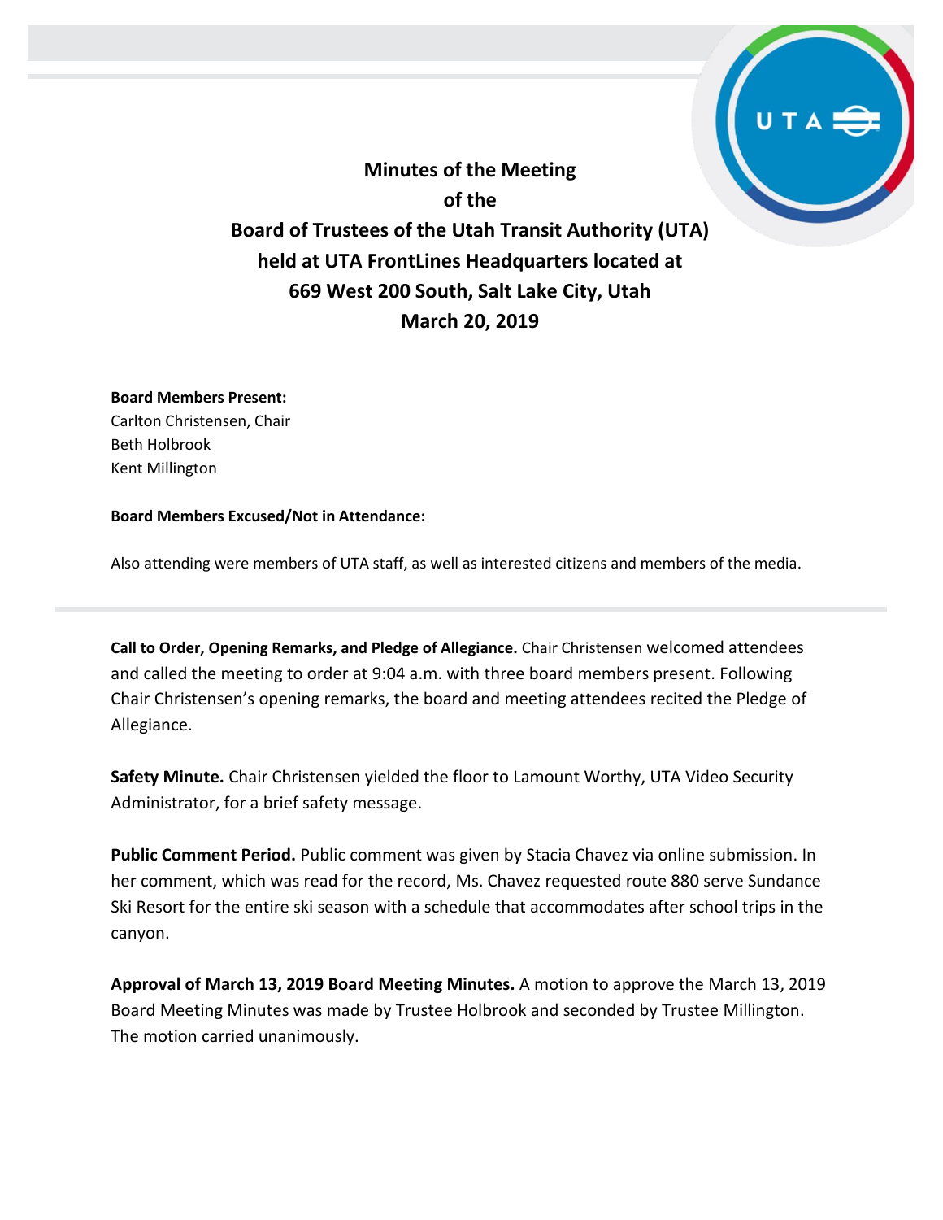**Minutes of the Meeting**
**of the**
**Board of Trustees of the Utah Transit Authority (UTA)**
**held at UTA FrontLines Headquarters located at**
**669 West 200 South, Salt Lake City, Utah**
**March 20, 2019**

**Board Members Present:**
Carlton Christensen, Chair
Beth Holbrook
Kent Millington

**Board Members Excused/Not in Attendance:**

Also attending were members of UTA staff, as well as interested citizens and members of the media.

---

**Call to Order, Opening Remarks, and Pledge of Allegiance.** Chair Christensen welcomed attendees and called the meeting to order at 9:04 a.m. with three board members present. Following Chair Christensen's opening remarks, the board and meeting attendees recited the Pledge of Allegiance.

**Safety Minute.** Chair Christensen yielded the floor to Lamount Worthy, UTA Video Security Administrator, for a brief safety message.

**Public Comment Period.** Public comment was given by Stacia Chavez via online submission. In her comment, which was read for the record, Ms. Chavez requested route 880 serve Sundance Ski Resort for the entire ski season with a schedule that accommodates after school trips in the canyon.

**Approval of March 13, 2019 Board Meeting Minutes.** A motion to approve the March 13, 2019 Board Meeting Minutes was made by Trustee Holbrook and seconded by Trustee Millington. The motion carried unanimously.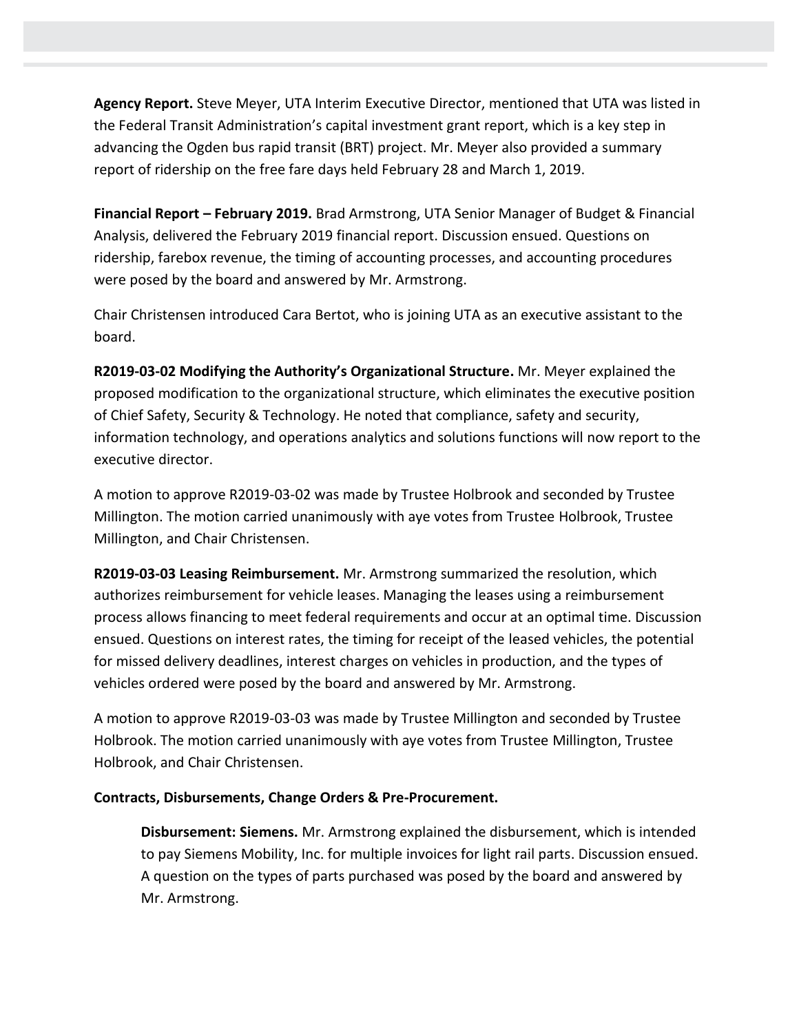**Agency Report.** Steve Meyer, UTA Interim Executive Director, mentioned that UTA was listed in the Federal Transit Administration's capital investment grant report, which is a key step in advancing the Ogden bus rapid transit (BRT) project. Mr. Meyer also provided a summary report of ridership on the free fare days held February 28 and March 1, 2019.

**Financial Report – February 2019.** Brad Armstrong, UTA Senior Manager of Budget & Financial Analysis, delivered the February 2019 financial report. Discussion ensued. Questions on ridership, farebox revenue, the timing of accounting processes, and accounting procedures were posed by the board and answered by Mr. Armstrong.

Chair Christensen introduced Cara Bertot, who is joining UTA as an executive assistant to the board.

**R2019-03-02 Modifying the Authority's Organizational Structure.** Mr. Meyer explained the proposed modification to the organizational structure, which eliminates the executive position of Chief Safety, Security & Technology. He noted that compliance, safety and security, information technology, and operations analytics and solutions functions will now report to the executive director.

A motion to approve R2019-03-02 was made by Trustee Holbrook and seconded by Trustee Millington. The motion carried unanimously with aye votes from Trustee Holbrook, Trustee Millington, and Chair Christensen.

**R2019-03-03 Leasing Reimbursement.** Mr. Armstrong summarized the resolution, which authorizes reimbursement for vehicle leases. Managing the leases using a reimbursement process allows financing to meet federal requirements and occur at an optimal time. Discussion ensued. Questions on interest rates, the timing for receipt of the leased vehicles, the potential for missed delivery deadlines, interest charges on vehicles in production, and the types of vehicles ordered were posed by the board and answered by Mr. Armstrong.

A motion to approve R2019-03-03 was made by Trustee Millington and seconded by Trustee Holbrook. The motion carried unanimously with aye votes from Trustee Millington, Trustee Holbrook, and Chair Christensen.

**Contracts, Disbursements, Change Orders & Pre-Procurement.**

> **Disbursement: Siemens.** Mr. Armstrong explained the disbursement, which is intended to pay Siemens Mobility, Inc. for multiple invoices for light rail parts. Discussion ensued. A question on the types of parts purchased was posed by the board and answered by Mr. Armstrong.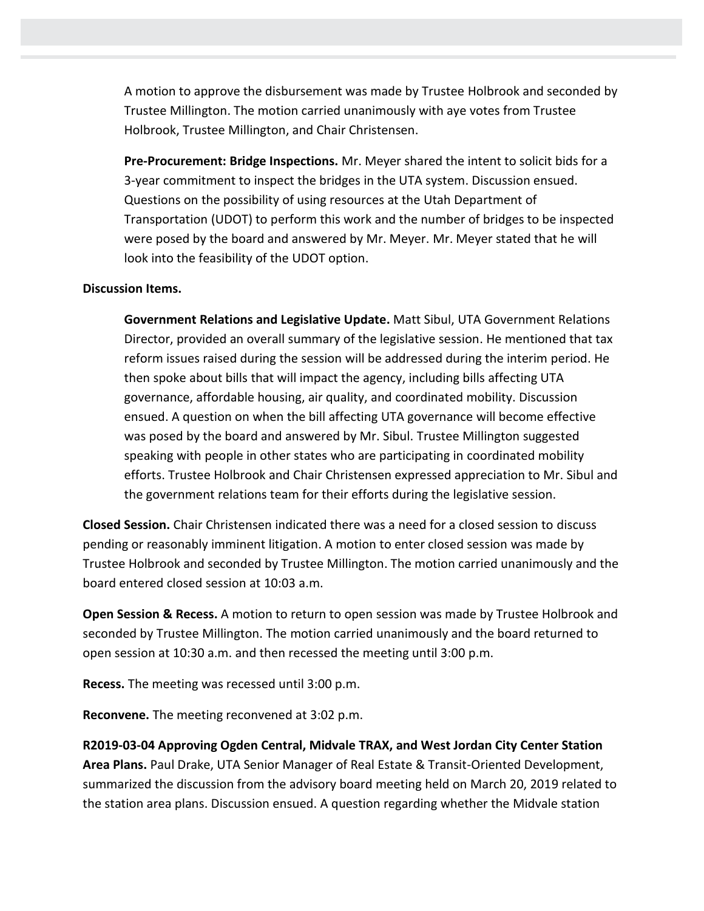A motion to approve the disbursement was made by Trustee Holbrook and seconded by Trustee Millington. The motion carried unanimously with aye votes from Trustee Holbrook, Trustee Millington, and Chair Christensen.

**Pre-Procurement: Bridge Inspections.** Mr. Meyer shared the intent to solicit bids for a 3-year commitment to inspect the bridges in the UTA system. Discussion ensued. Questions on the possibility of using resources at the Utah Department of Transportation (UDOT) to perform this work and the number of bridges to be inspected were posed by the board and answered by Mr. Meyer. Mr. Meyer stated that he will look into the feasibility of the UDOT option.

**Discussion Items.**

**Government Relations and Legislative Update.** Matt Sibul, UTA Government Relations Director, provided an overall summary of the legislative session. He mentioned that tax reform issues raised during the session will be addressed during the interim period. He then spoke about bills that will impact the agency, including bills affecting UTA governance, affordable housing, air quality, and coordinated mobility. Discussion ensued. A question on when the bill affecting UTA governance will become effective was posed by the board and answered by Mr. Sibul. Trustee Millington suggested speaking with people in other states who are participating in coordinated mobility efforts. Trustee Holbrook and Chair Christensen expressed appreciation to Mr. Sibul and the government relations team for their efforts during the legislative session.

**Closed Session.** Chair Christensen indicated there was a need for a closed session to discuss pending or reasonably imminent litigation. A motion to enter closed session was made by Trustee Holbrook and seconded by Trustee Millington. The motion carried unanimously and the board entered closed session at 10:03 a.m.

**Open Session & Recess.** A motion to return to open session was made by Trustee Holbrook and seconded by Trustee Millington. The motion carried unanimously and the board returned to open session at 10:30 a.m. and then recessed the meeting until 3:00 p.m.

**Recess.** The meeting was recessed until 3:00 p.m.

**Reconvene.** The meeting reconvened at 3:02 p.m.

**R2019-03-04 Approving Ogden Central, Midvale TRAX, and West Jordan City Center Station Area Plans.** Paul Drake, UTA Senior Manager of Real Estate & Transit-Oriented Development, summarized the discussion from the advisory board meeting held on March 20, 2019 related to the station area plans. Discussion ensued. A question regarding whether the Midvale station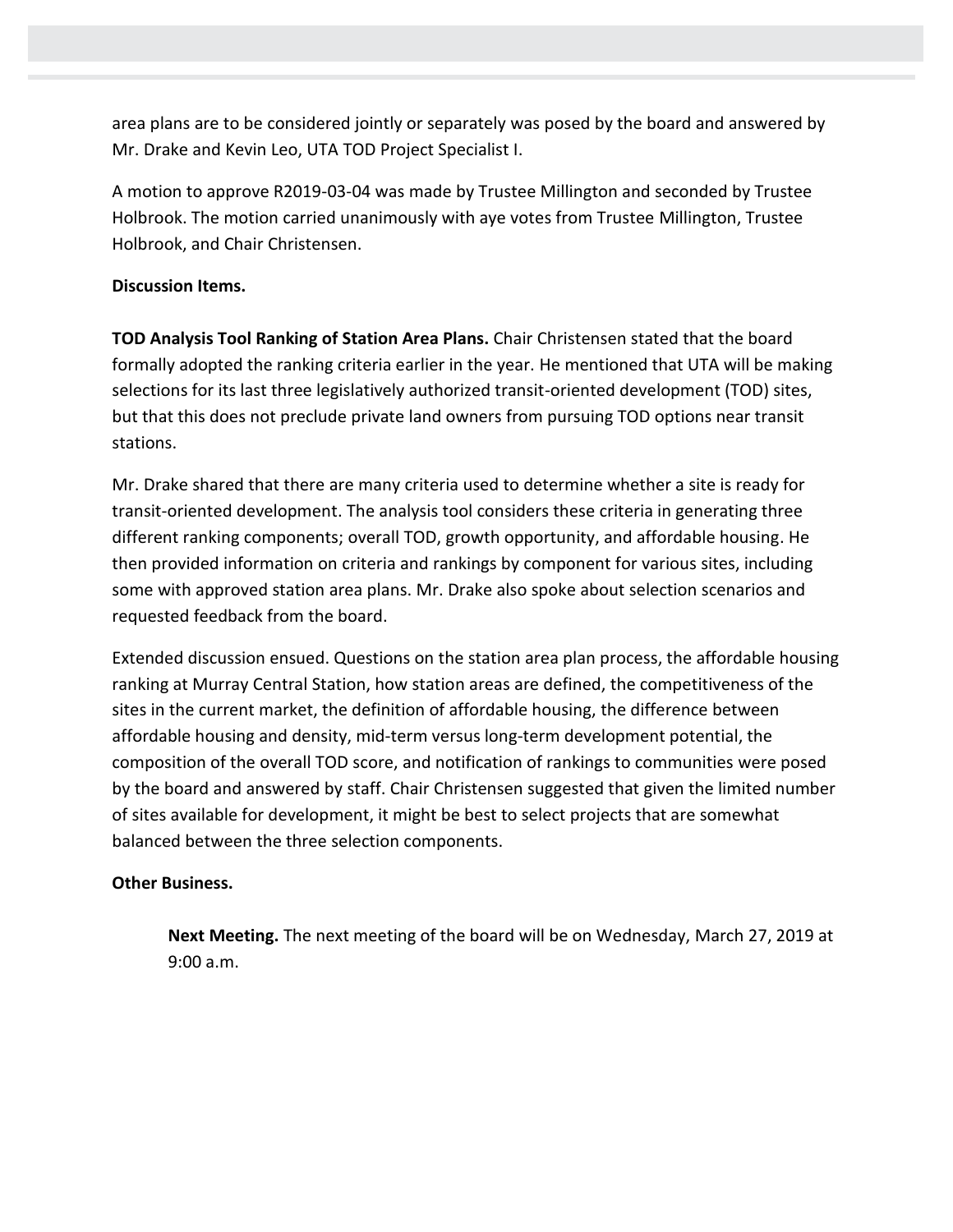area plans are to be considered jointly or separately was posed by the board and answered by Mr. Drake and Kevin Leo, UTA TOD Project Specialist I.

A motion to approve R2019-03-04 was made by Trustee Millington and seconded by Trustee Holbrook. The motion carried unanimously with aye votes from Trustee Millington, Trustee Holbrook, and Chair Christensen.

**Discussion Items.**

**TOD Analysis Tool Ranking of Station Area Plans.** Chair Christensen stated that the board formally adopted the ranking criteria earlier in the year. He mentioned that UTA will be making selections for its last three legislatively authorized transit-oriented development (TOD) sites, but that this does not preclude private land owners from pursuing TOD options near transit stations.

Mr. Drake shared that there are many criteria used to determine whether a site is ready for transit-oriented development. The analysis tool considers these criteria in generating three different ranking components; overall TOD, growth opportunity, and affordable housing. He then provided information on criteria and rankings by component for various sites, including some with approved station area plans. Mr. Drake also spoke about selection scenarios and requested feedback from the board.

Extended discussion ensued. Questions on the station area plan process, the affordable housing ranking at Murray Central Station, how station areas are defined, the competitiveness of the sites in the current market, the definition of affordable housing, the difference between affordable housing and density, mid-term versus long-term development potential, the composition of the overall TOD score, and notification of rankings to communities were posed by the board and answered by staff. Chair Christensen suggested that given the limited number of sites available for development, it might be best to select projects that are somewhat balanced between the three selection components.

**Other Business.**

**Next Meeting.** The next meeting of the board will be on Wednesday, March 27, 2019 at 9:00 a.m.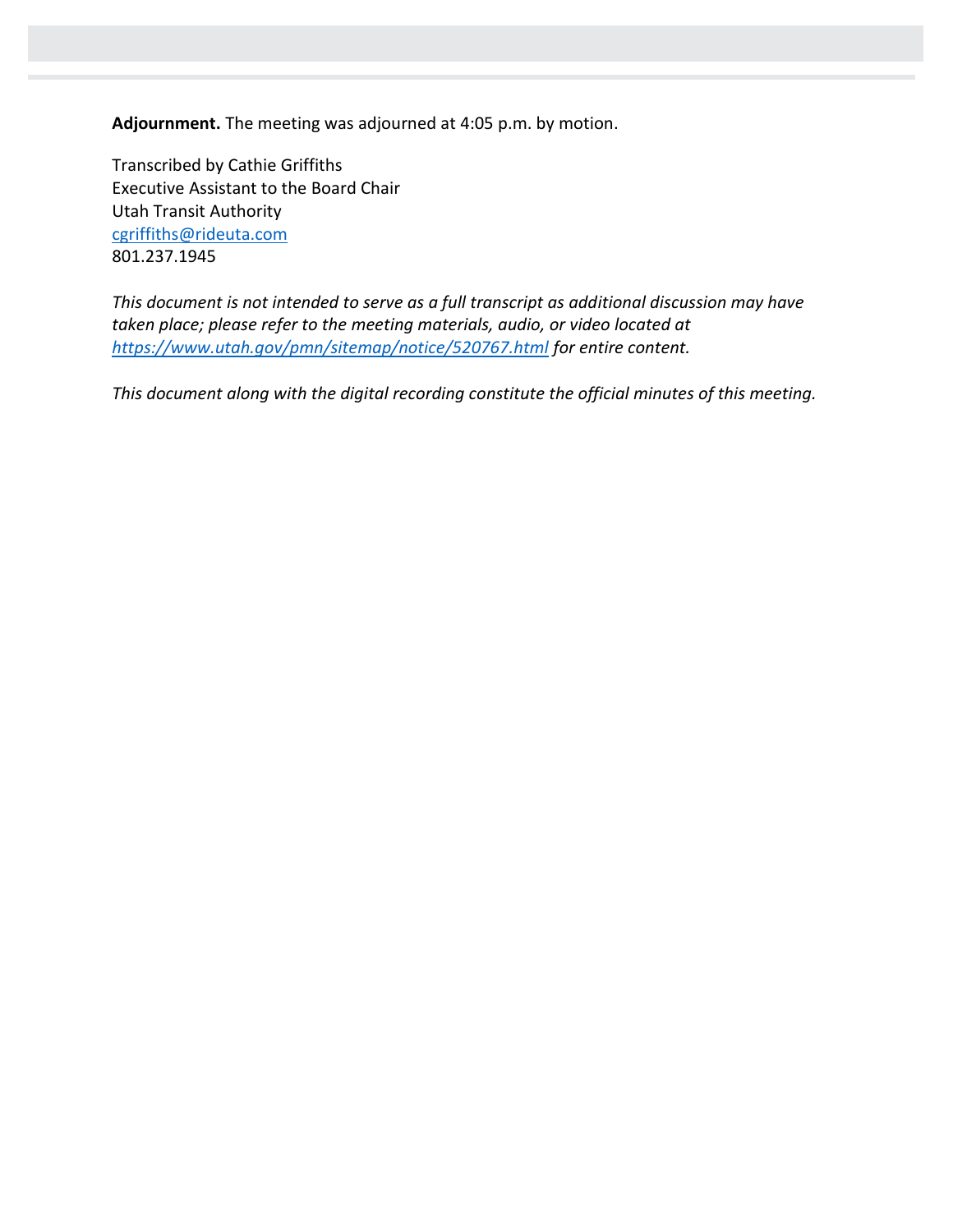**Adjournment.** The meeting was adjourned at 4:05 p.m. by motion.

Transcribed by Cathie Griffiths
Executive Assistant to the Board Chair
Utah Transit Authority
cgriffiths@rideuta.com
801.237.1945

*This document is not intended to serve as a full transcript as additional discussion may have taken place; please refer to the meeting materials, audio, or video located at https://www.utah.gov/pmn/sitemap/notice/520767.html for entire content.*

*This document along with the digital recording constitute the official minutes of this meeting.*